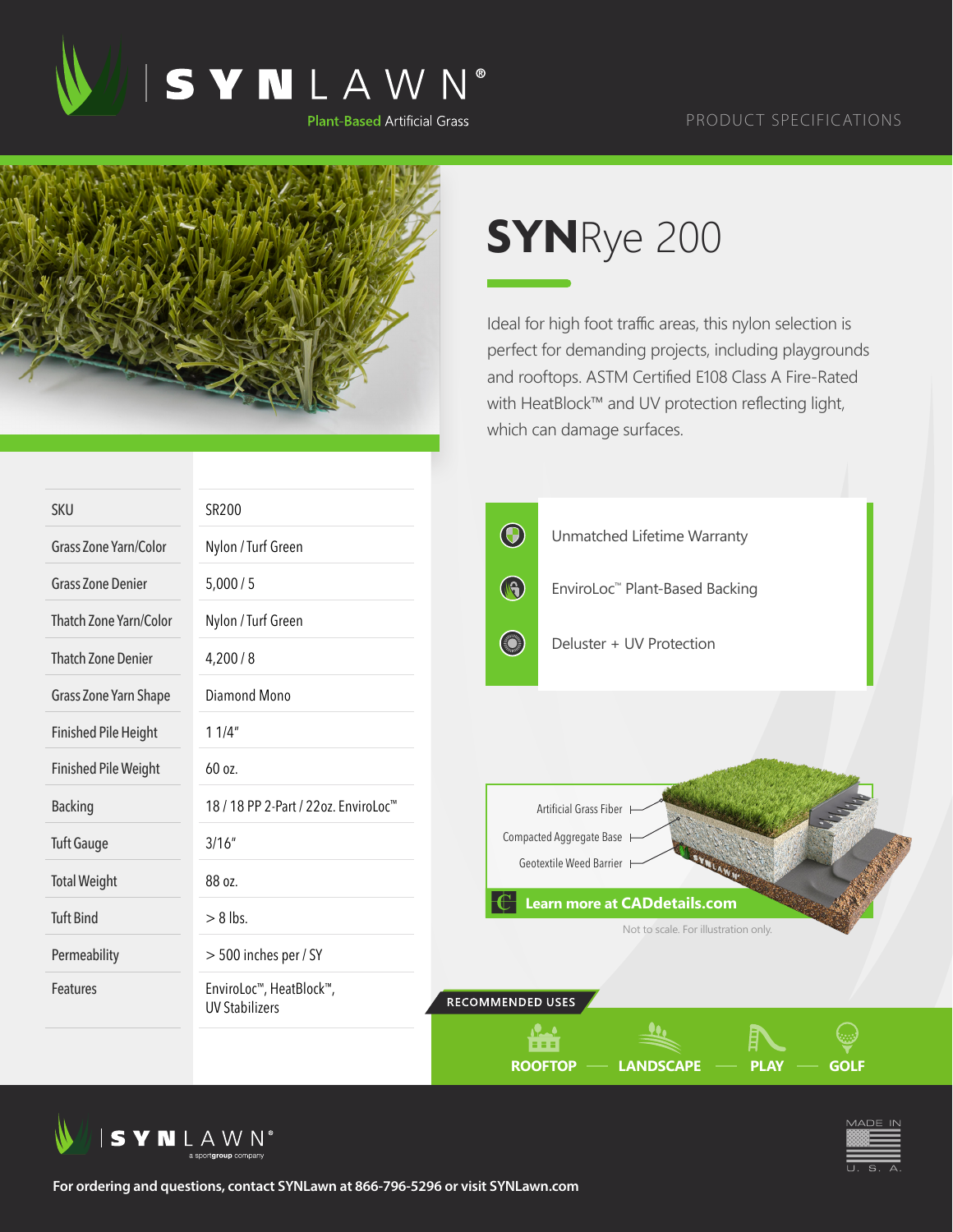# SYNLAWN®

Plant-Based Artificial Grass

PRODUCT SPECIFICATIONS

## SYNRye 200

Ideal for high foot traffic areas, this nylon selection is perfect for demanding projects, including playgrounds and rooftops. ASTM Certified E108 Class A Fire-Rated with HeatBlock™ and UV protection reflecting light, which can damage surfaces.

| | |
|---|---|
| SKU | SR200 |
| Grass Zone Yarn/Color | Nylon / Turf Green |
| Grass Zone Denier | 5,000 / 5 |
| Thatch Zone Yarn/Color | Nylon / Turf Green |
| Thatch Zone Denier | 4,200 / 8 |
| Grass Zone Yarn Shape | Diamond Mono |
| Finished Pile Height | 1 1/4" |
| Finished Pile Weight | 60 oz. |
| Backing | 18 / 18 PP 2-Part / 22oz. EnviroLoc™ |
| Tuft Gauge | 3/16" |
| Total Weight | 88 oz. |
| Tuft Bind | > 8 lbs. |
| Permeability | > 500 inches per / SY |
| Features | EnviroLoc™, HeatBlock™, UV Stabilizers |

- Unmatched Lifetime Warranty
- EnviroLoc™ Plant-Based Backing
- Deluster + UV Protection

Artificial Grass Fiber

Compacted Aggregate Base

Geotextile Weed Barrier

**Learn more at CADdetails.com**

Not to scale. For illustration only.

**RECOMMENDED USES**

**ROOFTOP — LANDSCAPE — PLAY — GOLF**

SYNLAWN® a sportgroup company

MADE IN U. S. A.

**For ordering and questions, contact SYNLawn at 866-796-5296 or visit SYNLawn.com**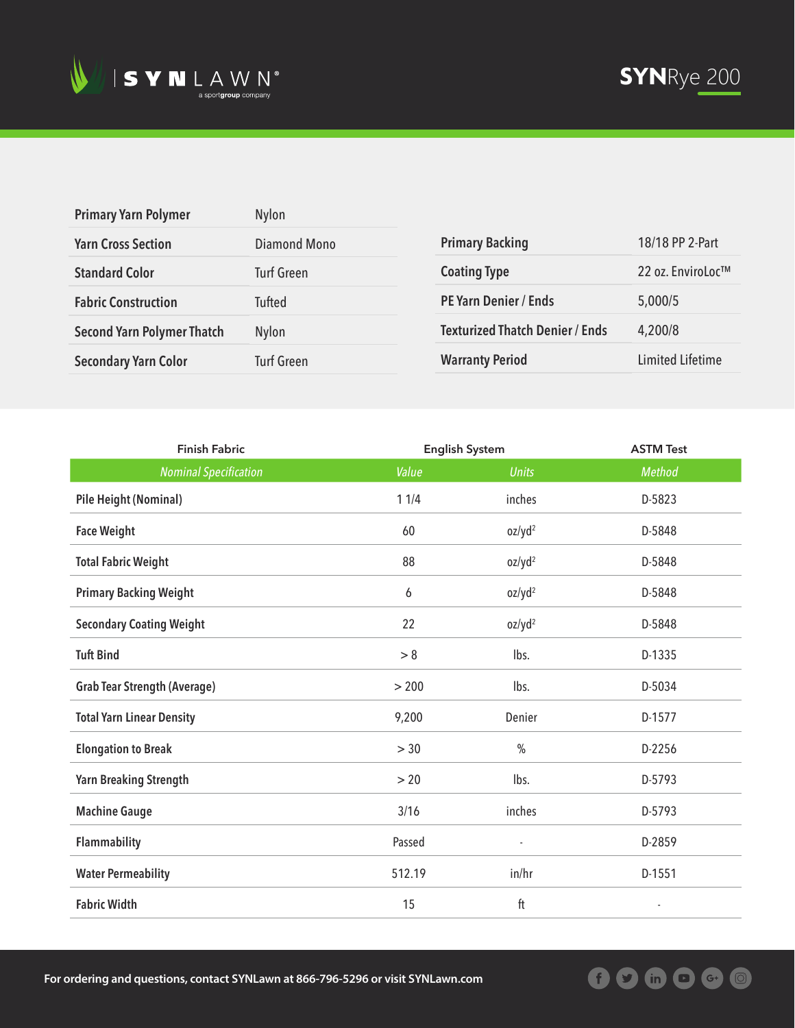SYNLAWN® a sportgroup company

# SYNRye 200

| | |
|---|---|
| Primary Yarn Polymer | Nylon |
| Yarn Cross Section | Diamond Mono |
| Standard Color | Turf Green |
| Fabric Construction | Tufted |
| Second Yarn Polymer Thatch | Nylon |
| Secondary Yarn Color | Turf Green |

| | |
|---|---|
| Primary Backing | 18/18 PP 2-Part |
| Coating Type | 22 oz. EnviroLoc™ |
| PE Yarn Denier / Ends | 5,000/5 |
| Texturized Thatch Denier / Ends | 4,200/8 |
| Warranty Period | Limited Lifetime |

| Finish Fabric | English System | | ASTM Test |
|---|---|---|---|
| *Nominal Specification* | *Value* | *Units* | *Method* |
| Pile Height (Nominal) | 1 1/4 | inches | D-5823 |
| Face Weight | 60 | oz/yd² | D-5848 |
| Total Fabric Weight | 88 | oz/yd² | D-5848 |
| Primary Backing Weight | 6 | oz/yd² | D-5848 |
| Secondary Coating Weight | 22 | oz/yd² | D-5848 |
| Tuft Bind | > 8 | lbs. | D-1335 |
| Grab Tear Strength (Average) | > 200 | lbs. | D-5034 |
| Total Yarn Linear Density | 9,200 | Denier | D-1577 |
| Elongation to Break | > 30 | % | D-2256 |
| Yarn Breaking Strength | > 20 | lbs. | D-5793 |
| Machine Gauge | 3/16 | inches | D-5793 |
| Flammability | Passed | - | D-2859 |
| Water Permeability | 512.19 | in/hr | D-1551 |
| Fabric Width | 15 | ft | - |

For ordering and questions, contact SYNLawn at 866-796-5296 or visit SYNLawn.com